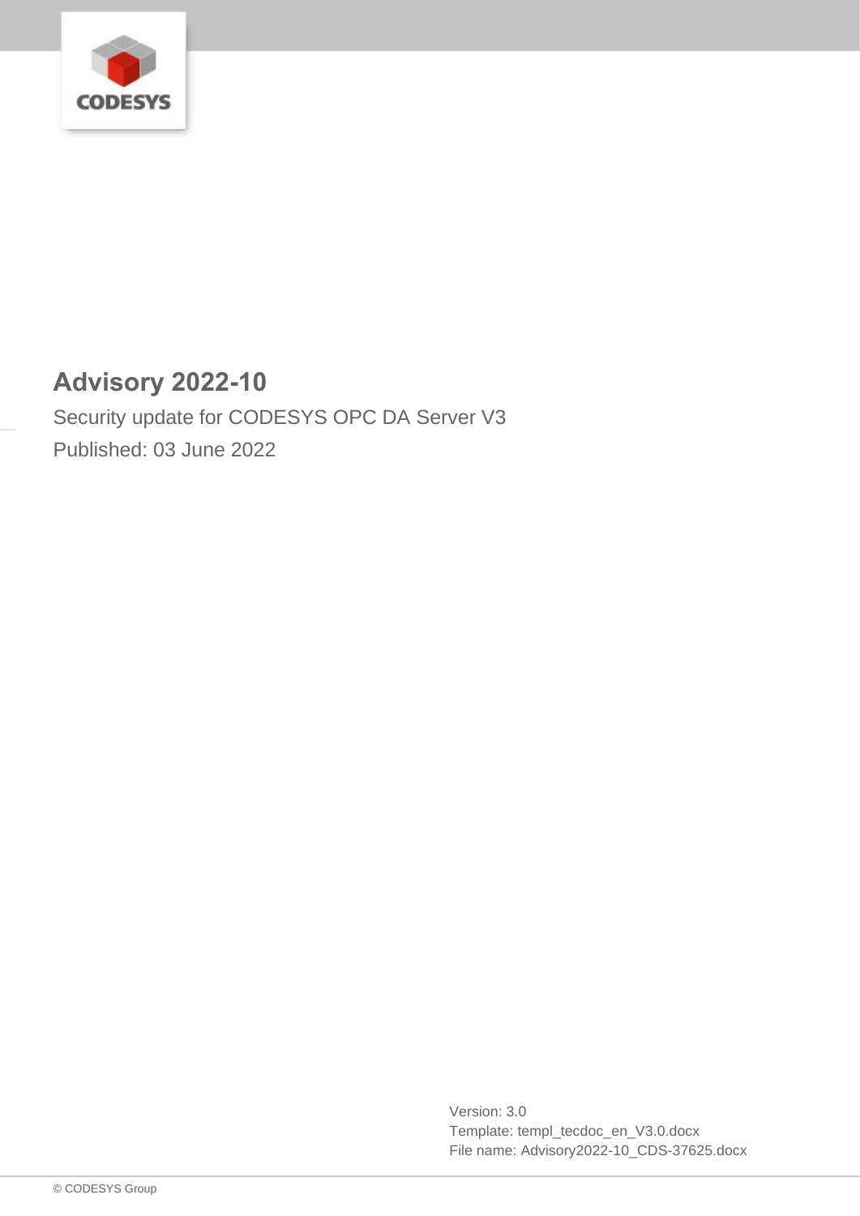# Advisory 2022-10

Security update for CODESYS OPC DA Server V3

Published: 03 June 2022

Version: 3.0
Template: templ_tecdoc_en_V3.0.docx
File name: Advisory2022-10_CDS-37625.docx

© CODESYS Group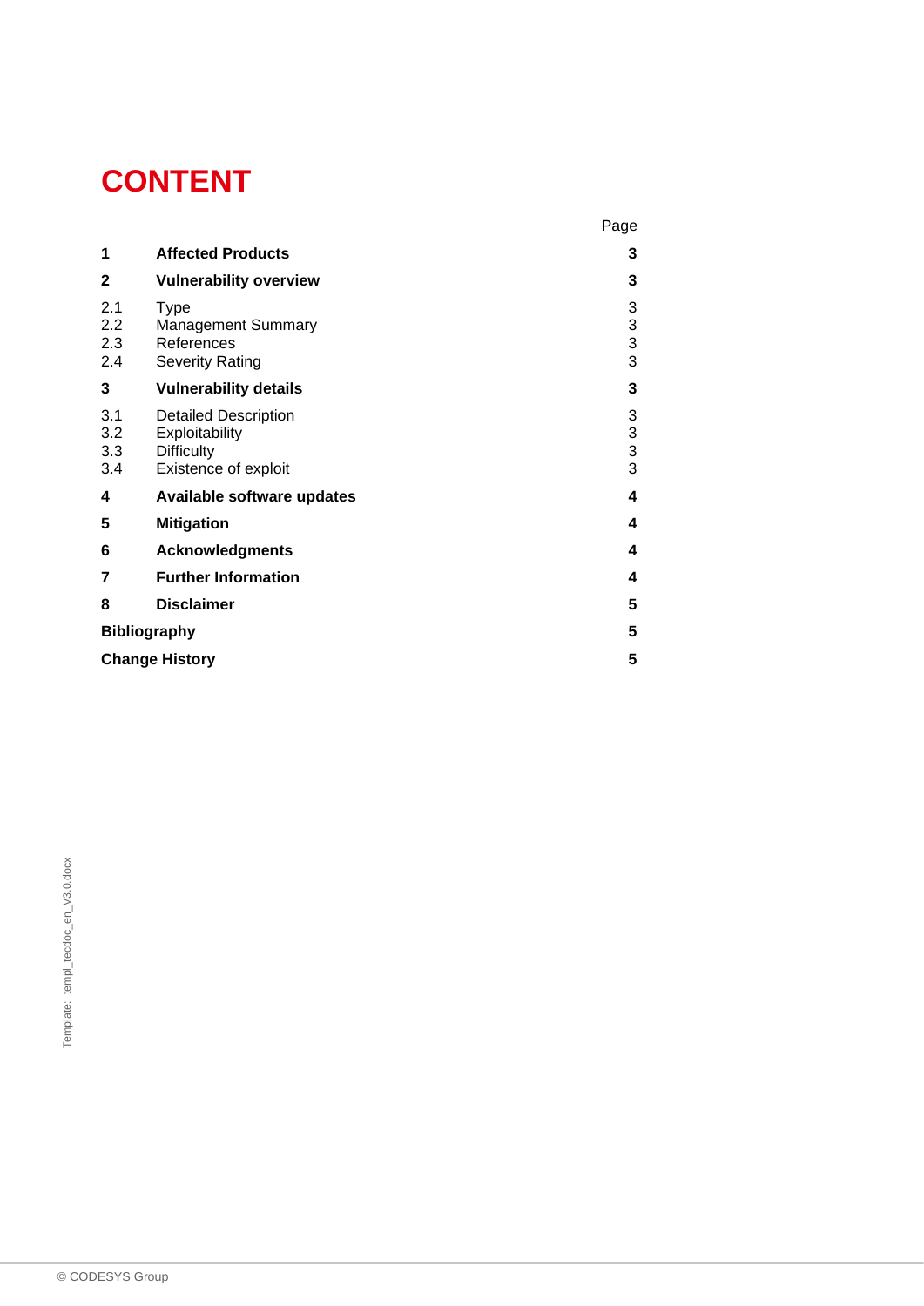# CONTENT

| | | Page |
|---|---|---|
| **1** | **Affected Products** | **3** |
| **2** | **Vulnerability overview** | **3** |
| 2.1 | Type | 3 |
| 2.2 | Management Summary | 3 |
| 2.3 | References | 3 |
| 2.4 | Severity Rating | 3 |
| **3** | **Vulnerability details** | **3** |
| 3.1 | Detailed Description | 3 |
| 3.2 | Exploitability | 3 |
| 3.3 | Difficulty | 3 |
| 3.4 | Existence of exploit | 3 |
| **4** | **Available software updates** | **4** |
| **5** | **Mitigation** | **4** |
| **6** | **Acknowledgments** | **4** |
| **7** | **Further Information** | **4** |
| **8** | **Disclaimer** | **5** |
| **Bibliography** | | **5** |
| **Change History** | | **5** |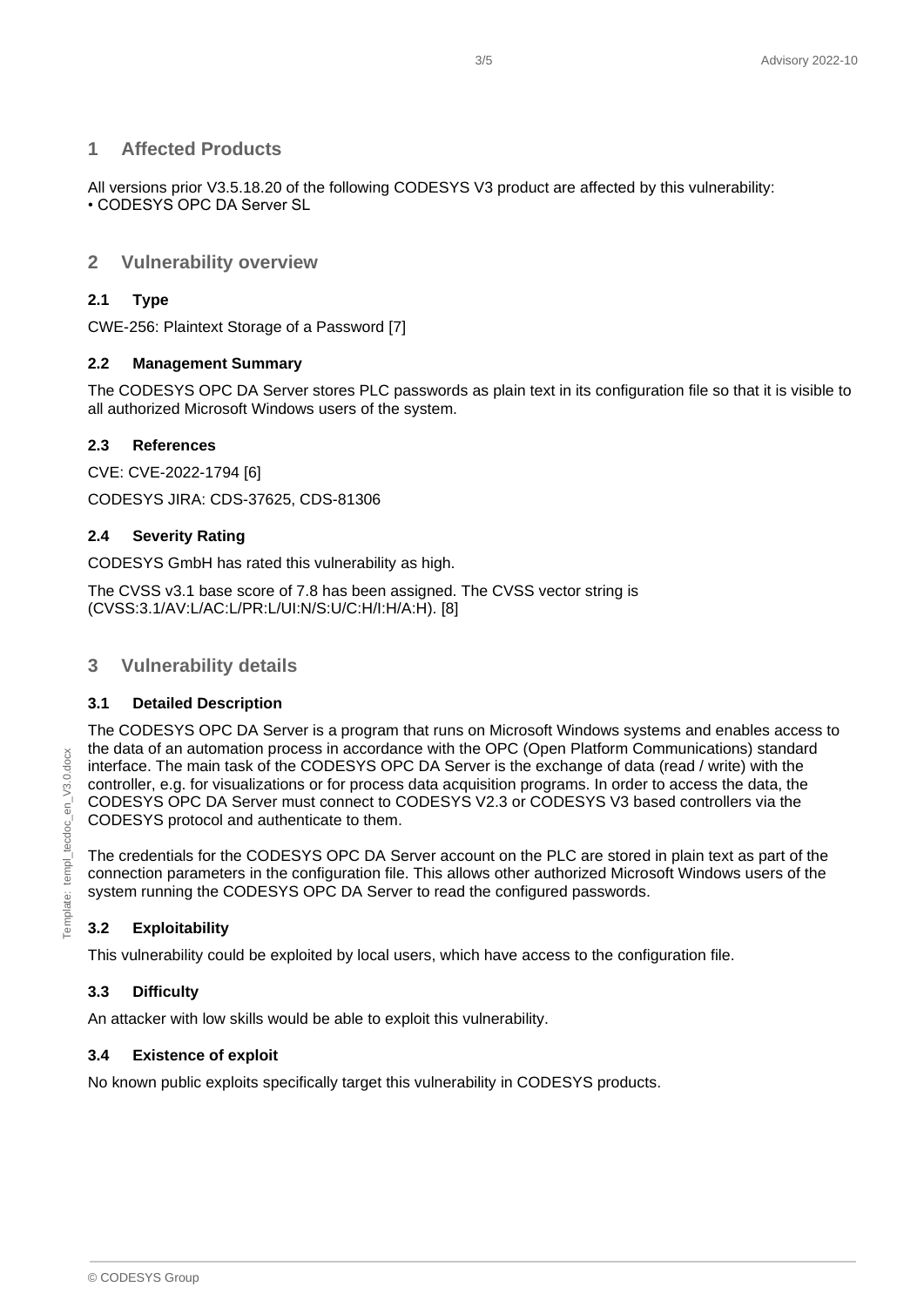# 1 Affected Products

All versions prior V3.5.18.20 of the following CODESYS V3 product are affected by this vulnerability:
• CODESYS OPC DA Server SL

# 2 Vulnerability overview

## 2.1 Type

CWE-256: Plaintext Storage of a Password [7]

## 2.2 Management Summary

The CODESYS OPC DA Server stores PLC passwords as plain text in its configuration file so that it is visible to all authorized Microsoft Windows users of the system.

## 2.3 References

CVE: CVE-2022-1794 [6]

CODESYS JIRA: CDS-37625, CDS-81306

## 2.4 Severity Rating

CODESYS GmbH has rated this vulnerability as high.

The CVSS v3.1 base score of 7.8 has been assigned. The CVSS vector string is (CVSS:3.1/AV:L/AC:L/PR:L/UI:N/S:U/C:H/I:H/A:H). [8]

# 3 Vulnerability details

## 3.1 Detailed Description

The CODESYS OPC DA Server is a program that runs on Microsoft Windows systems and enables access to the data of an automation process in accordance with the OPC (Open Platform Communications) standard interface. The main task of the CODESYS OPC DA Server is the exchange of data (read / write) with the controller, e.g. for visualizations or for process data acquisition programs. In order to access the data, the CODESYS OPC DA Server must connect to CODESYS V2.3 or CODESYS V3 based controllers via the CODESYS protocol and authenticate to them.

The credentials for the CODESYS OPC DA Server account on the PLC are stored in plain text as part of the connection parameters in the configuration file. This allows other authorized Microsoft Windows users of the system running the CODESYS OPC DA Server to read the configured passwords.

## 3.2 Exploitability

This vulnerability could be exploited by local users, which have access to the configuration file.

## 3.3 Difficulty

An attacker with low skills would be able to exploit this vulnerability.

## 3.4 Existence of exploit

No known public exploits specifically target this vulnerability in CODESYS products.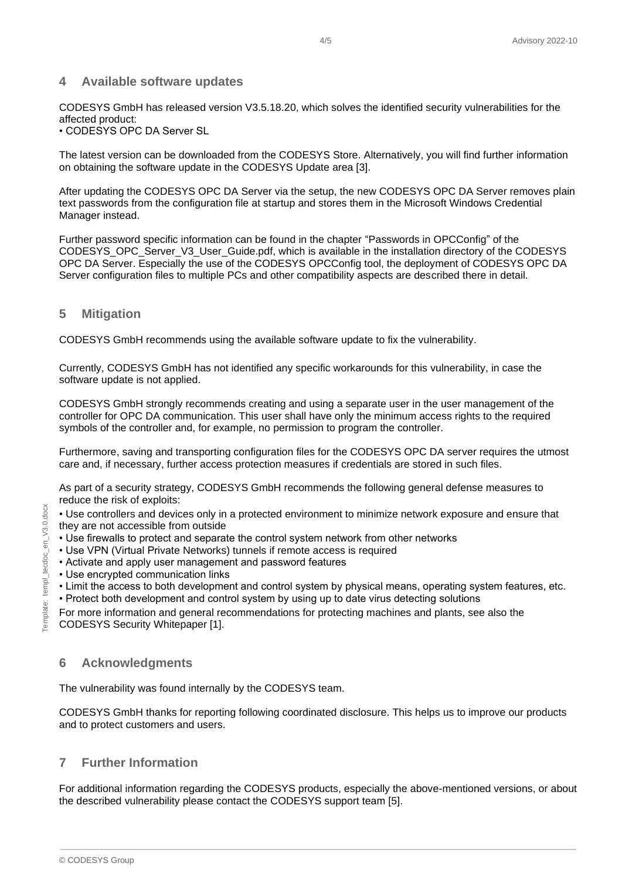## 4 Available software updates

CODESYS GmbH has released version V3.5.18.20, which solves the identified security vulnerabilities for the affected product:
• CODESYS OPC DA Server SL

The latest version can be downloaded from the CODESYS Store. Alternatively, you will find further information on obtaining the software update in the CODESYS Update area [3].

After updating the CODESYS OPC DA Server via the setup, the new CODESYS OPC DA Server removes plain text passwords from the configuration file at startup and stores them in the Microsoft Windows Credential Manager instead.

Further password specific information can be found in the chapter "Passwords in OPCConfig" of the CODESYS_OPC_Server_V3_User_Guide.pdf, which is available in the installation directory of the CODESYS OPC DA Server. Especially the use of the CODESYS OPCConfig tool, the deployment of CODESYS OPC DA Server configuration files to multiple PCs and other compatibility aspects are described there in detail.

## 5 Mitigation

CODESYS GmbH recommends using the available software update to fix the vulnerability.

Currently, CODESYS GmbH has not identified any specific workarounds for this vulnerability, in case the software update is not applied.

CODESYS GmbH strongly recommends creating and using a separate user in the user management of the controller for OPC DA communication. This user shall have only the minimum access rights to the required symbols of the controller and, for example, no permission to program the controller.

Furthermore, saving and transporting configuration files for the CODESYS OPC DA server requires the utmost care and, if necessary, further access protection measures if credentials are stored in such files.

As part of a security strategy, CODESYS GmbH recommends the following general defense measures to reduce the risk of exploits:

• Use controllers and devices only in a protected environment to minimize network exposure and ensure that they are not accessible from outside
• Use firewalls to protect and separate the control system network from other networks
• Use VPN (Virtual Private Networks) tunnels if remote access is required
• Activate and apply user management and password features
• Use encrypted communication links
• Limit the access to both development and control system by physical means, operating system features, etc.
• Protect both development and control system by using up to date virus detecting solutions

For more information and general recommendations for protecting machines and plants, see also the CODESYS Security Whitepaper [1].

## 6 Acknowledgments

The vulnerability was found internally by the CODESYS team.

CODESYS GmbH thanks for reporting following coordinated disclosure. This helps us to improve our products and to protect customers and users.

## 7 Further Information

For additional information regarding the CODESYS products, especially the above-mentioned versions, or about the described vulnerability please contact the CODESYS support team [5].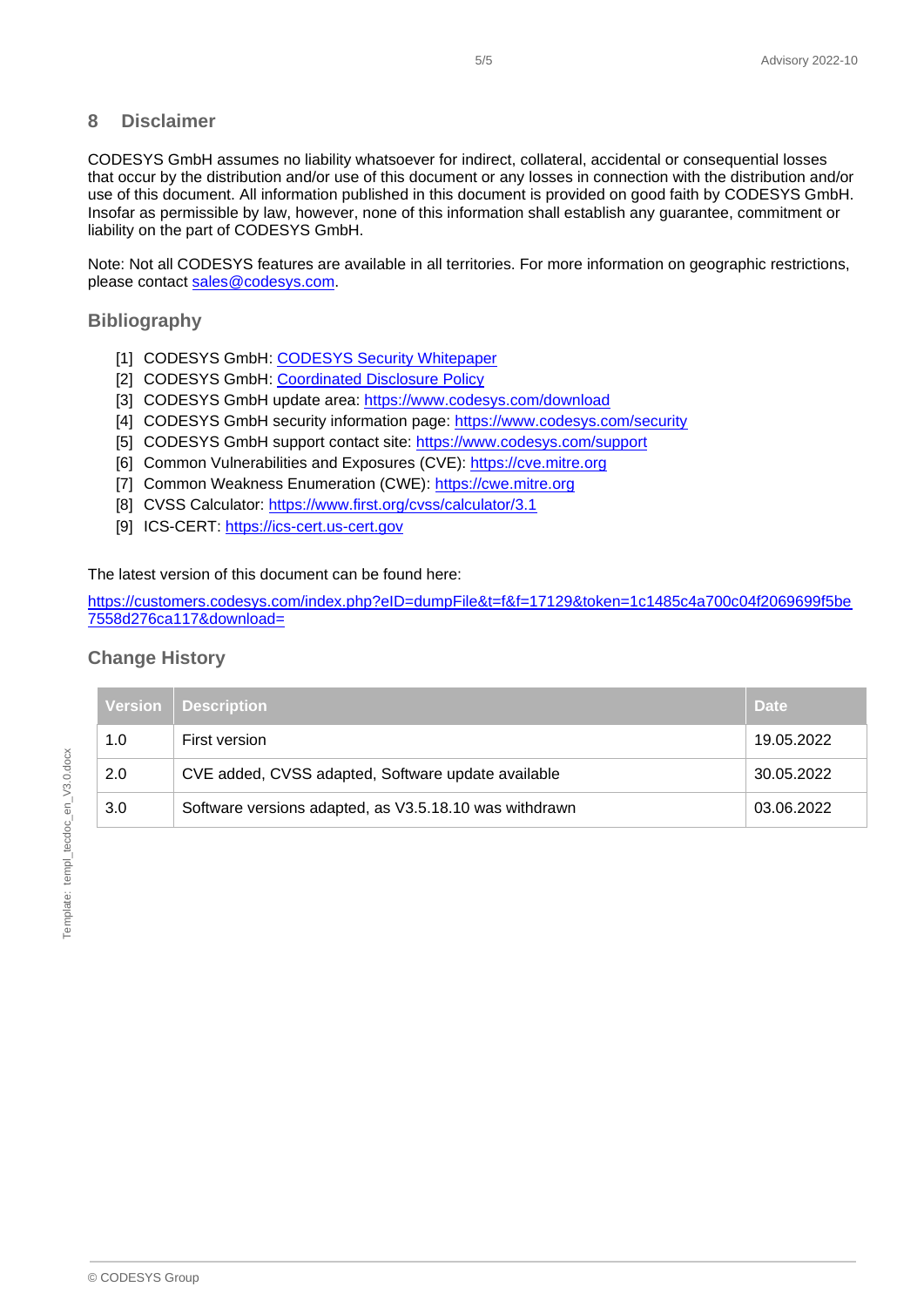## 8 Disclaimer

CODESYS GmbH assumes no liability whatsoever for indirect, collateral, accidental or consequential losses that occur by the distribution and/or use of this document or any losses in connection with the distribution and/or use of this document. All information published in this document is provided on good faith by CODESYS GmbH. Insofar as permissible by law, however, none of this information shall establish any guarantee, commitment or liability on the part of CODESYS GmbH.

Note: Not all CODESYS features are available in all territories. For more information on geographic restrictions, please contact sales@codesys.com.

## Bibliography

[1] CODESYS GmbH: CODESYS Security Whitepaper
[2] CODESYS GmbH: Coordinated Disclosure Policy
[3] CODESYS GmbH update area: https://www.codesys.com/download
[4] CODESYS GmbH security information page: https://www.codesys.com/security
[5] CODESYS GmbH support contact site: https://www.codesys.com/support
[6] Common Vulnerabilities and Exposures (CVE): https://cve.mitre.org
[7] Common Weakness Enumeration (CWE): https://cwe.mitre.org
[8] CVSS Calculator: https://www.first.org/cvss/calculator/3.1
[9] ICS-CERT: https://ics-cert.us-cert.gov

The latest version of this document can be found here:

https://customers.codesys.com/index.php?eID=dumpFile&t=f&f=17129&token=1c1485c4a700c04f2069699f5be7558d276ca117&download=

## Change History

| Version | Description | Date |
|---|---|---|
| 1.0 | First version | 19.05.2022 |
| 2.0 | CVE added, CVSS adapted, Software update available | 30.05.2022 |
| 3.0 | Software versions adapted, as V3.5.18.10 was withdrawn | 03.06.2022 |